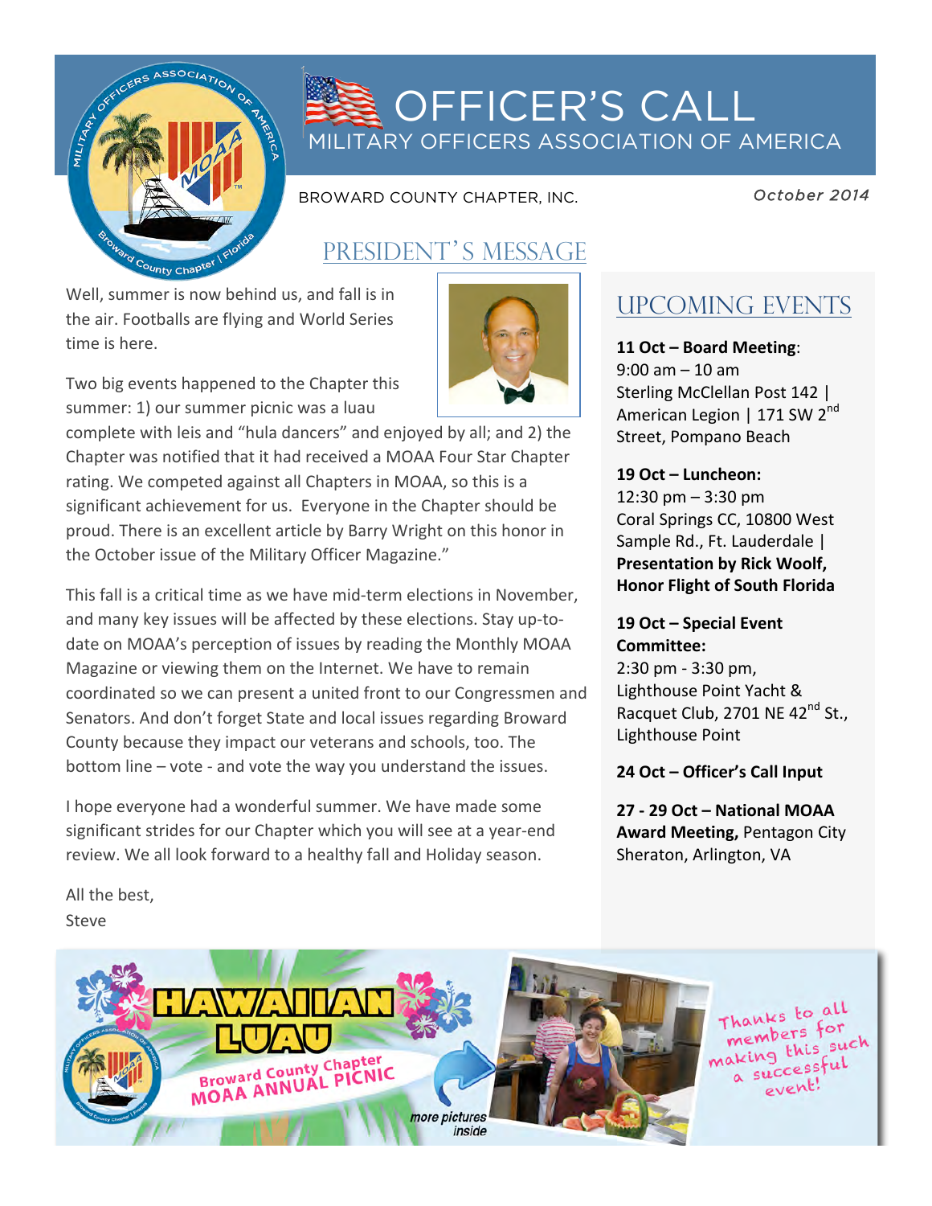# OFFICER'S CALL

MILITARY OFFICERS ASSOCIATION OF AMERICA

BROWARD COUNTY CHAPTER, INC.

*October 2014*

## PRESIDENT'S MESSAGE

Well, summer is now behind us, and fall is in the air. Footballs are flying and World Series time is here.

Two big events happened to the Chapter this summer: 1) our summer picnic was a luau complete with leis and "hula dancers" and enjoyed by all; and 2) the Chapter was notified that it had received a MOAA Four Star Chapter rating. We competed against all Chapters in MOAA, so this is a significant achievement for us. Everyone in the Chapter should be proud. There is an excellent article by Barry Wright on this honor in the October issue of the Military Officer Magazine."

This fall is a critical time as we have mid-term elections in November, and many key issues will be affected by these elections. Stay up-to-date on MOAA's perception of issues by reading the Monthly MOAA Magazine or viewing them on the Internet. We have to remain coordinated so we can present a united front to our Congressmen and Senators. And don't forget State and local issues regarding Broward County because they impact our veterans and schools, too. The bottom line – vote - and vote the way you understand the issues.

I hope everyone had a wonderful summer. We have made some significant strides for our Chapter which you will see at a year-end review. We all look forward to a healthy fall and Holiday season.

All the best,
Steve

## UPCOMING EVENTS

**11 Oct – Board Meeting**:
9:00 am – 10 am
Sterling McClellan Post 142 | American Legion | 171 SW 2nd Street, Pompano Beach

**19 Oct – Luncheon:**
12:30 pm – 3:30 pm
Coral Springs CC, 10800 West Sample Rd., Ft. Lauderdale | **Presentation by Rick Woolf, Honor Flight of South Florida**

**19 Oct – Special Event Committee:**
2:30 pm - 3:30 pm,
Lighthouse Point Yacht & Racquet Club, 2701 NE 42nd St., Lighthouse Point

**24 Oct – Officer's Call Input**

**27 - 29 Oct – National MOAA Award Meeting,** Pentagon City Sheraton, Arlington, VA

HAWAIIAN LUAU

Broward County Chapter MOAA ANNUAL PICNIC

*more pictures inside*

Thanks to all members for making this such a successful event!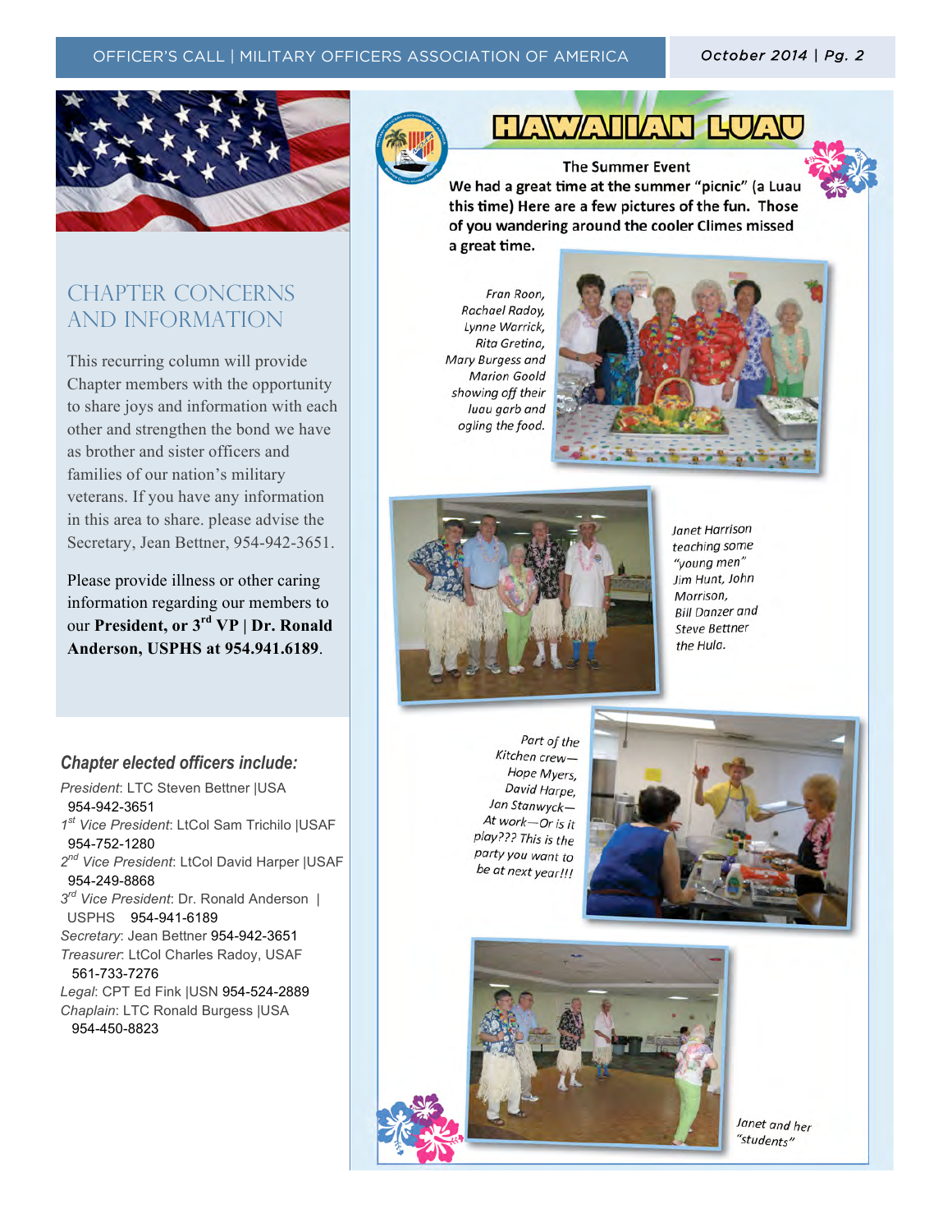## CHAPTER CONCERNS AND INFORMATION

This recurring column will provide Chapter members with the opportunity to share joys and information with each other and strengthen the bond we have as brother and sister officers and families of our nation's military veterans. If you have any information in this area to share. please advise the Secretary, Jean Bettner, 954-942-3651.

Please provide illness or other caring information regarding our members to our **President, or 3rd VP | Dr. Ronald Anderson, USPHS at 954.941.6189**.

### *Chapter elected officers include:*

*President*: LTC Steven Bettner |USA 954-942-3651

*1st Vice President*: LtCol Sam Trichilo |USAF 954-752-1280

*2nd Vice President*: LtCol David Harper |USAF 954-249-8868

*3rd Vice President*: Dr. Ronald Anderson | USPHS 954-941-6189

*Secretary*: Jean Bettner 954-942-3651

*Treasurer*: LtCol Charles Radoy, USAF 561-733-7276

*Legal*: CPT Ed Fink |USN 954-524-2889

*Chaplain*: LTC Ronald Burgess |USA 954-450-8823

# HAWAIIAN LUAU

**The Summer Event**

**We had a great time at the summer "picnic" (a Luau this time) Here are a few pictures of the fun. Those of you wandering around the cooler Climes missed a great time.**

*Fran Roon, Rachael Radoy, Lynne Warrick, Rita Gretino, Mary Burgess and Marion Goold showing off their luau garb and ogling the food.*

*Janet Harrison teaching some "young men" Jim Hunt, John Morrison, Bill Danzer and Steve Bettner the Hula.*

*Part of the Kitchen crew—Hope Myers, David Harpe, Jan Stanwyck—At work—Or is it play??? This is the party you want to be at next year!!!*

*Janet and her "students"*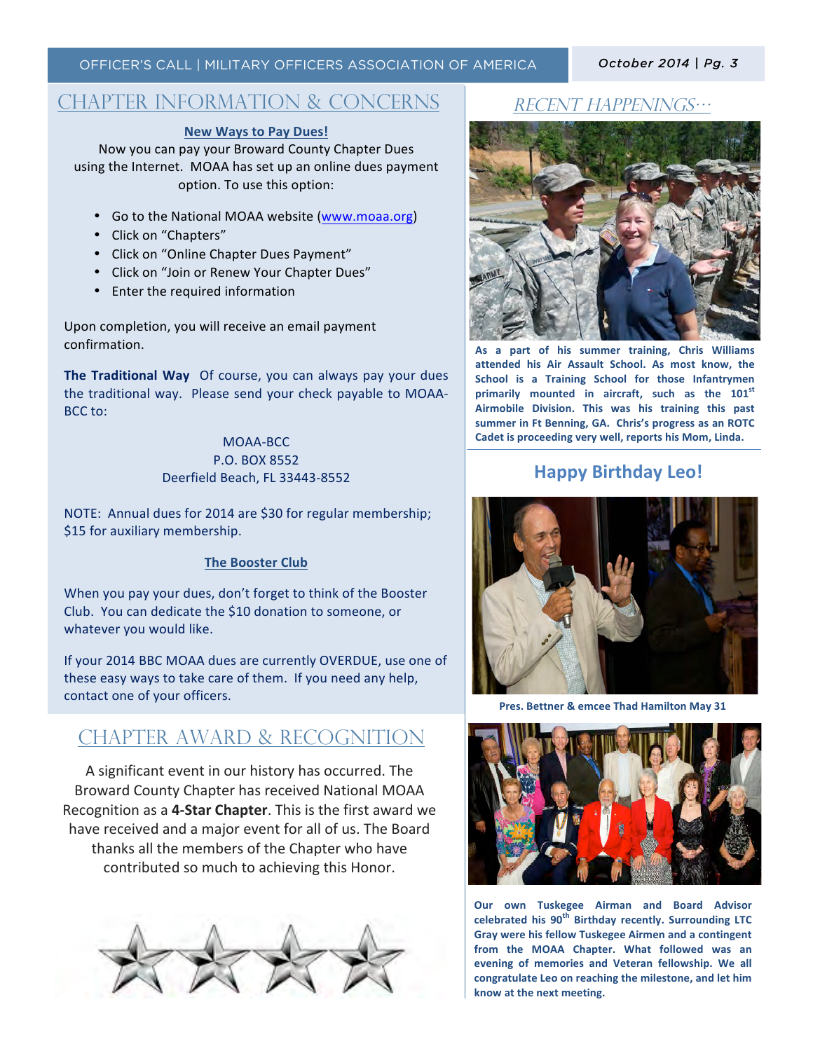## CHAPTER INFORMATION & CONCERNS

**New Ways to Pay Dues!**

Now you can pay your Broward County Chapter Dues using the Internet. MOAA has set up an online dues payment option. To use this option:

- Go to the National MOAA website (www.moaa.org)
- Click on "Chapters"
- Click on "Online Chapter Dues Payment"
- Click on "Join or Renew Your Chapter Dues"
- Enter the required information

Upon completion, you will receive an email payment confirmation.

**The Traditional Way** Of course, you can always pay your dues the traditional way. Please send your check payable to MOAA-BCC to:

MOAA-BCC
P.O. BOX 8552
Deerfield Beach, FL 33443-8552

NOTE: Annual dues for 2014 are $30 for regular membership; $15 for auxiliary membership.

**The Booster Club**

When you pay your dues, don't forget to think of the Booster Club. You can dedicate the $10 donation to someone, or whatever you would like.

If your 2014 BBC MOAA dues are currently OVERDUE, use one of these easy ways to take care of them. If you need any help, contact one of your officers.

## CHAPTER AWARD & RECOGNITION

A significant event in our history has occurred. The Broward County Chapter has received National MOAA Recognition as a **4-Star Chapter**. This is the first award we have received and a major event for all of us. The Board thanks all the members of the Chapter who have contributed so much to achieving this Honor.

## *RECENT HAPPENINGS…*

**As a part of his summer training, Chris Williams attended his Air Assault School. As most know, the School is a Training School for those Infantrymen primarily mounted in aircraft, such as the 101st Airmobile Division. This was his training this past summer in Ft Benning, GA. Chris's progress as an ROTC Cadet is proceeding very well, reports his Mom, Linda.**

## Happy Birthday Leo!

**Pres. Bettner & emcee Thad Hamilton May 31**

**Our own Tuskegee Airman and Board Advisor celebrated his 90th Birthday recently. Surrounding LTC Gray were his fellow Tuskegee Airmen and a contingent from the MOAA Chapter. What followed was an evening of memories and Veteran fellowship. We all congratulate Leo on reaching the milestone, and let him know at the next meeting.**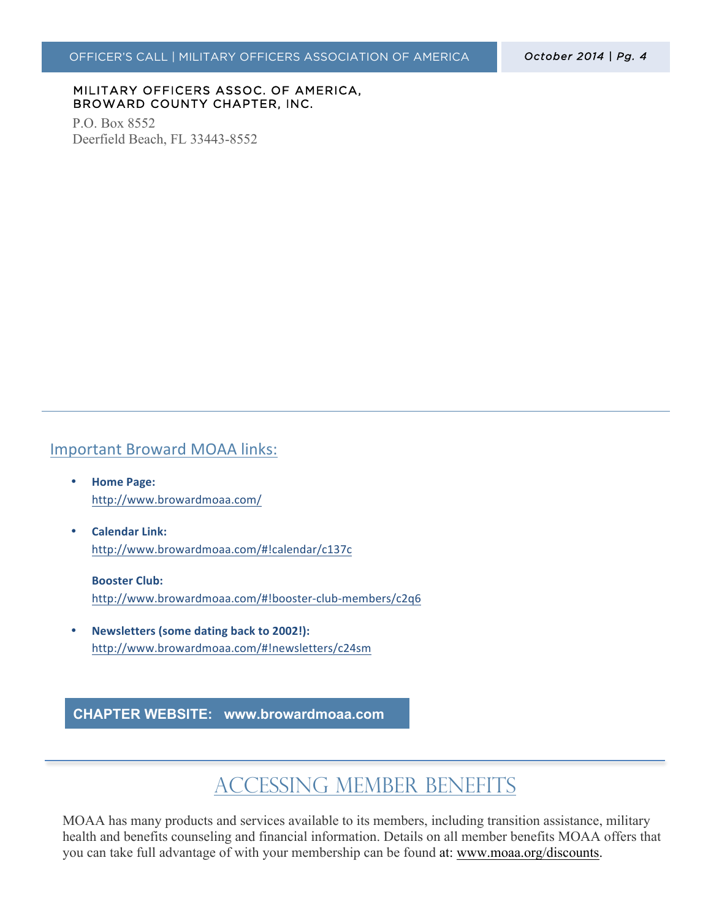MILITARY OFFICERS ASSOC. OF AMERICA,
BROWARD COUNTY CHAPTER, INC.

P.O. Box 8552
Deerfield Beach, FL 33443-8552

---

## Important Broward MOAA links:

- **Home Page:**
  http://www.browardmoaa.com/

- **Calendar Link:**
  http://www.browardmoaa.com/#!calendar/c137c

  **Booster Club:**
  http://www.browardmoaa.com/#!booster-club-members/c2q6

- **Newsletters (some dating back to 2002!):**
  http://www.browardmoaa.com/#!newsletters/c24sm

**CHAPTER WEBSITE: www.browardmoaa.com**

---

## Accessing Member Benefits

MOAA has many products and services available to its members, including transition assistance, military health and benefits counseling and financial information. Details on all member benefits MOAA offers that you can take full advantage of with your membership can be found at: www.moaa.org/discounts.